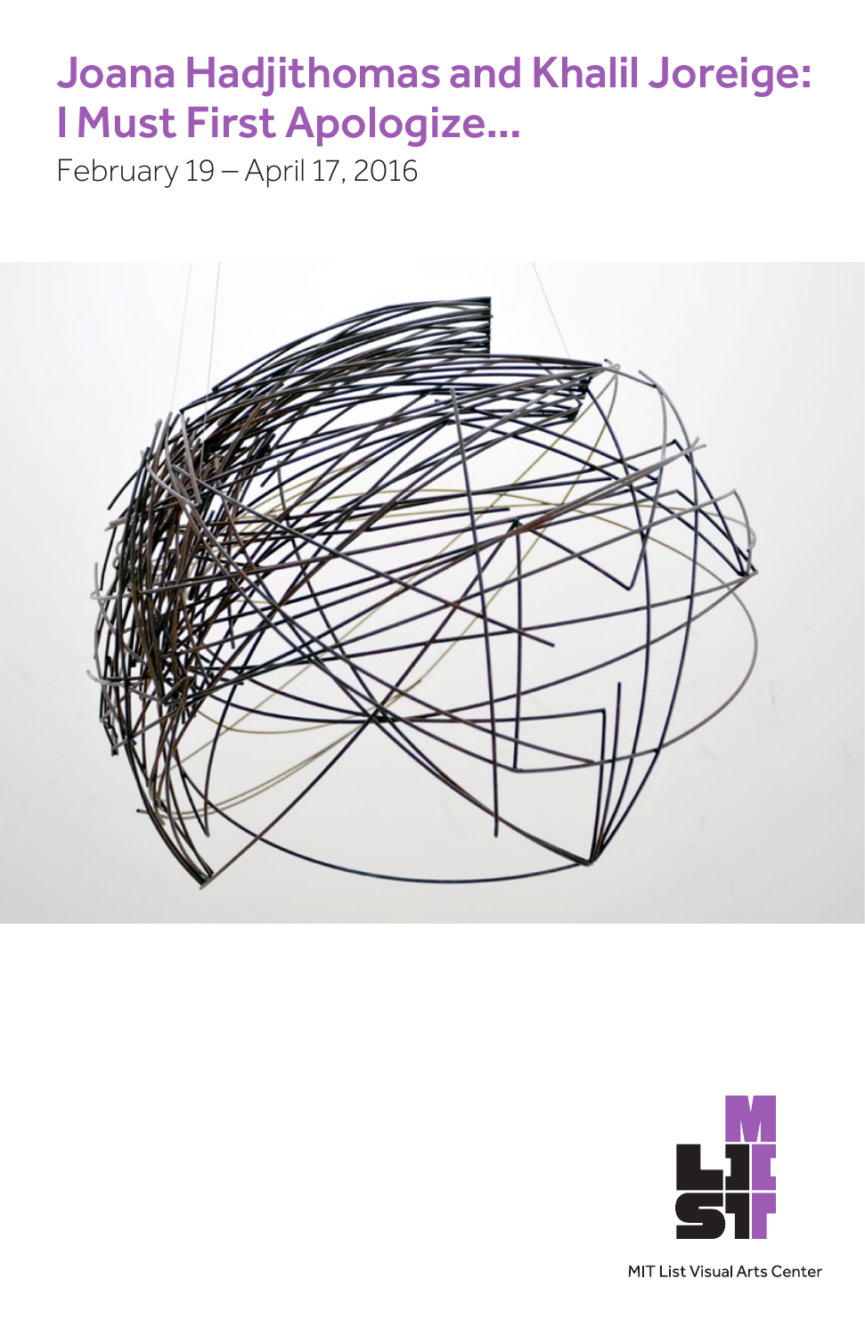# Joana Hadjithomas and Khalil Joreige: I Must First Apologize...

February 19 – April 17, 2016

MIT List Visual Arts Center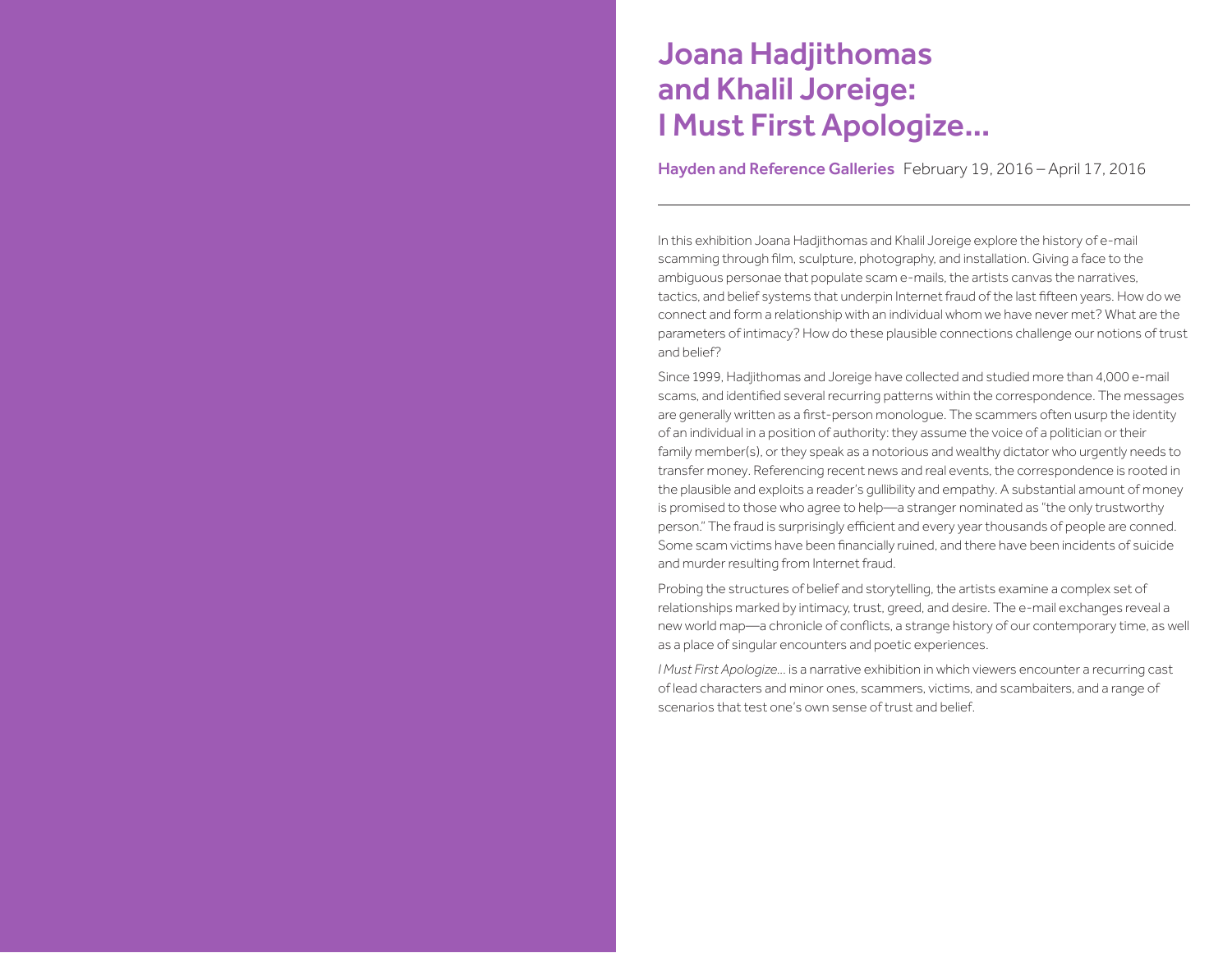# Joana Hadjithomas and Khalil Joreige: I Must First Apologize...

**Hayden and Reference Galleries** February 19, 2016 – April 17, 2016

---

In this exhibition Joana Hadjithomas and Khalil Joreige explore the history of e-mail scamming through film, sculpture, photography, and installation. Giving a face to the ambiguous personae that populate scam e-mails, the artists canvas the narratives, tactics, and belief systems that underpin Internet fraud of the last fifteen years. How do we connect and form a relationship with an individual whom we have never met? What are the parameters of intimacy? How do these plausible connections challenge our notions of trust and belief?

Since 1999, Hadjithomas and Joreige have collected and studied more than 4,000 e-mail scams, and identified several recurring patterns within the correspondence. The messages are generally written as a first-person monologue. The scammers often usurp the identity of an individual in a position of authority: they assume the voice of a politician or their family member(s), or they speak as a notorious and wealthy dictator who urgently needs to transfer money. Referencing recent news and real events, the correspondence is rooted in the plausible and exploits a reader's gullibility and empathy. A substantial amount of money is promised to those who agree to help—a stranger nominated as "the only trustworthy person." The fraud is surprisingly efficient and every year thousands of people are conned. Some scam victims have been financially ruined, and there have been incidents of suicide and murder resulting from Internet fraud.

Probing the structures of belief and storytelling, the artists examine a complex set of relationships marked by intimacy, trust, greed, and desire. The e-mail exchanges reveal a new world map—a chronicle of conflicts, a strange history of our contemporary time, as well as a place of singular encounters and poetic experiences.

*I Must First Apologize...* is a narrative exhibition in which viewers encounter a recurring cast of lead characters and minor ones, scammers, victims, and scambaiters, and a range of scenarios that test one's own sense of trust and belief.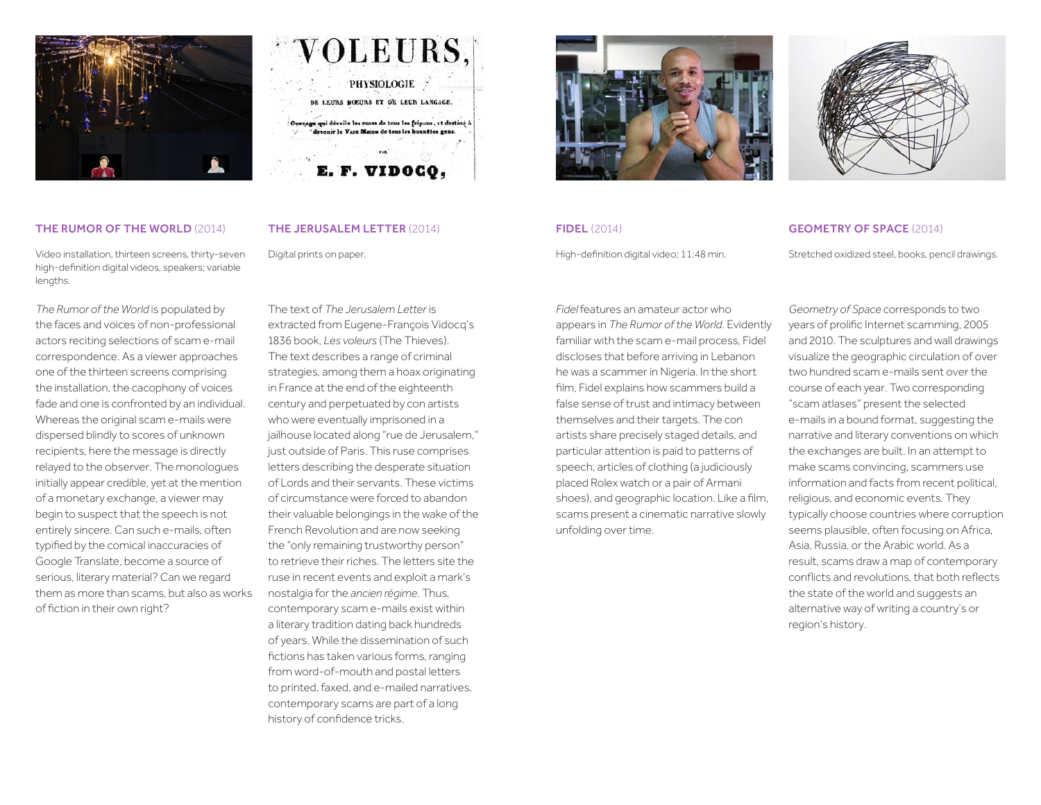## THE RUMOR OF THE WORLD (2014)

Video installation, thirteen screens, thirty-seven high-definition digital videos, speakers; variable lengths.

*The Rumor of the World* is populated by the faces and voices of non-professional actors reciting selections of scam e-mail correspondence. As a viewer approaches one of the thirteen screens comprising the installation, the cacophony of voices fade and one is confronted by an individual. Whereas the original scam e-mails were dispersed blindly to scores of unknown recipients, here the message is directly relayed to the observer. The monologues initially appear credible, yet at the mention of a monetary exchange, a viewer may begin to suspect that the speech is not entirely sincere. Can such e-mails, often typified by the comical inaccuracies of Google Translate, become a source of serious, literary material? Can we regard them as more than scams, but also as works of fiction in their own right?

## THE JERUSALEM LETTER (2014)

Digital prints on paper.

The text of *The Jerusalem Letter* is extracted from Eugene-François Vidocq's 1836 book, *Les voleurs* (The Thieves). The text describes a range of criminal strategies, among them a hoax originating in France at the end of the eighteenth century and perpetuated by con artists who were eventually imprisoned in a jailhouse located along "rue de Jerusalem," just outside of Paris. This ruse comprises letters describing the desperate situation of Lords and their servants. These victims of circumstance were forced to abandon their valuable belongings in the wake of the French Revolution and are now seeking the "only remaining trustworthy person" to retrieve their riches. The letters site the ruse in recent events and exploit a mark's nostalgia for the *ancien régime*. Thus, contemporary scam e-mails exist within a literary tradition dating back hundreds of years. While the dissemination of such fictions has taken various forms, ranging from word-of-mouth and postal letters to printed, faxed, and e-mailed narratives, contemporary scams are part of a long history of confidence tricks.

## FIDEL (2014)

High-definition digital video; 11:48 min.

*Fidel* features an amateur actor who appears in *The Rumor of the World*. Evidently familiar with the scam e-mail process, Fidel discloses that before arriving in Lebanon he was a scammer in Nigeria. In the short film, Fidel explains how scammers build a false sense of trust and intimacy between themselves and their targets. The con artists share precisely staged details, and particular attention is paid to patterns of speech, articles of clothing (a judiciously placed Rolex watch or a pair of Armani shoes), and geographic location. Like a film, scams present a cinematic narrative slowly unfolding over time.

## GEOMETRY OF SPACE (2014)

Stretched oxidized steel, books, pencil drawings.

*Geometry of Space* corresponds to two years of prolific Internet scamming, 2005 and 2010. The sculptures and wall drawings visualize the geographic circulation of over two hundred scam e-mails sent over the course of each year. Two corresponding "scam atlases" present the selected e-mails in a bound format, suggesting the narrative and literary conventions on which the exchanges are built. In an attempt to make scams convincing, scammers use information and facts from recent political, religious, and economic events. They typically choose countries where corruption seems plausible, often focusing on Africa, Asia, Russia, or the Arabic world. As a result, scams draw a map of contemporary conflicts and revolutions, that both reflects the state of the world and suggests an alternative way of writing a country's or region's history.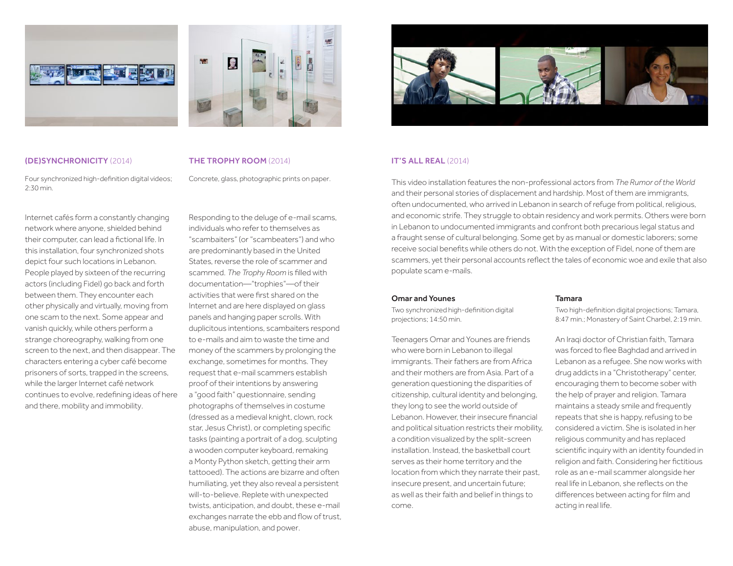## **(DE)SYNCHRONICITY** (2014)

Four synchronized high-definition digital videos; 2:30 min.

Internet cafés form a constantly changing network where anyone, shielded behind their computer, can lead a fictional life. In this installation, four synchronized shots depict four such locations in Lebanon. People played by sixteen of the recurring actors (including Fidel) go back and forth between them. They encounter each other physically and virtually, moving from one scam to the next. Some appear and vanish quickly, while others perform a strange choreography, walking from one screen to the next, and then disappear. The characters entering a cyber café become prisoners of sorts, trapped in the screens, while the larger Internet café network continues to evolve, redefining ideas of here and there, mobility and immobility.

## **THE TROPHY ROOM** (2014)

Concrete, glass, photographic prints on paper.

Responding to the deluge of e-mail scams, individuals who refer to themselves as "scambaiters" (or "scambeaters") and who are predominantly based in the United States, reverse the role of scammer and scammed. *The Trophy Room* is filled with documentation—"trophies"—of their activities that were first shared on the Internet and are here displayed on glass panels and hanging paper scrolls. With duplicitous intentions, scambaiters respond to e-mails and aim to waste the time and money of the scammers by prolonging the exchange, sometimes for months. They request that e-mail scammers establish proof of their intentions by answering a "good faith" questionnaire, sending photographs of themselves in costume (dressed as a medieval knight, clown, rock star, Jesus Christ), or completing specific tasks (painting a portrait of a dog, sculpting a wooden computer keyboard, remaking a Monty Python sketch, getting their arm tattooed). The actions are bizarre and often humiliating, yet they also reveal a persistent will-to-believe. Replete with unexpected twists, anticipation, and doubt, these e-mail exchanges narrate the ebb and flow of trust, abuse, manipulation, and power.

## **IT'S ALL REAL** (2014)

This video installation features the non-professional actors from *The Rumor of the World* and their personal stories of displacement and hardship. Most of them are immigrants, often undocumented, who arrived in Lebanon in search of refuge from political, religious, and economic strife. They struggle to obtain residency and work permits. Others were born in Lebanon to undocumented immigrants and confront both precarious legal status and a fraught sense of cultural belonging. Some get by as manual or domestic laborers; some receive social benefits while others do not. With the exception of Fidel, none of them are scammers, yet their personal accounts reflect the tales of economic woe and exile that also populate scam e-mails.

### **Omar and Younes**

Two synchronized high-definition digital projections; 14:50 min.

Teenagers Omar and Younes are friends who were born in Lebanon to illegal immigrants. Their fathers are from Africa and their mothers are from Asia. Part of a generation questioning the disparities of citizenship, cultural identity and belonging, they long to see the world outside of Lebanon. However, their insecure financial and political situation restricts their mobility, a condition visualized by the split-screen installation. Instead, the basketball court serves as their home territory and the location from which they narrate their past, insecure present, and uncertain future; as well as their faith and belief in things to come.

### **Tamara**

Two high-definition digital projections; Tamara, 8:47 min.; Monastery of Saint Charbel, 2:19 min.

An Iraqi doctor of Christian faith, Tamara was forced to flee Baghdad and arrived in Lebanon as a refugee. She now works with drug addicts in a "Christotherapy" center, encouraging them to become sober with the help of prayer and religion. Tamara maintains a steady smile and frequently repeats that she is happy, refusing to be considered a victim. She is isolated in her religious community and has replaced scientific inquiry with an identity founded in religion and faith. Considering her fictitious role as an e-mail scammer alongside her real life in Lebanon, she reflects on the differences between acting for film and acting in real life.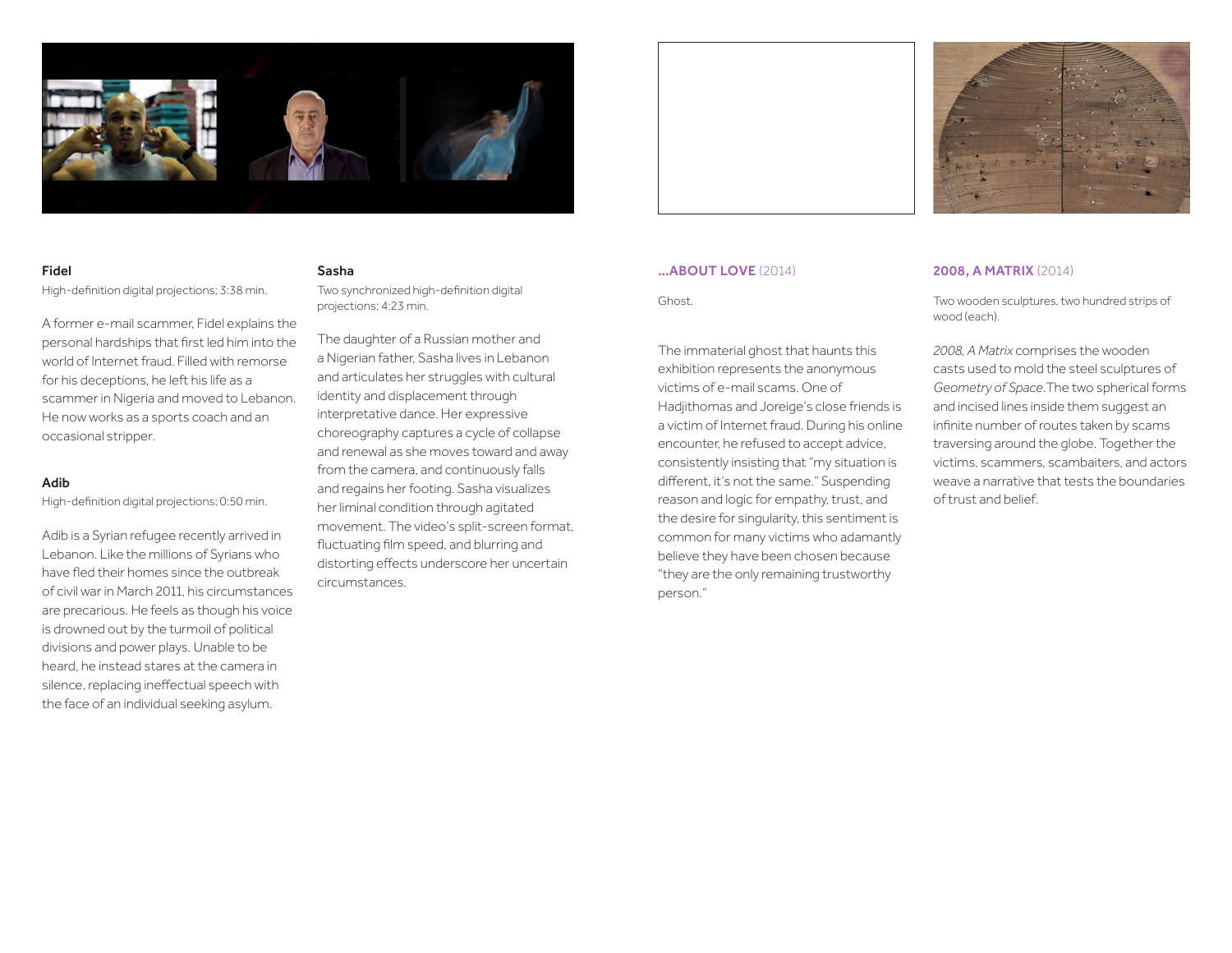### Fidel

High-definition digital projections; 3:38 min.

A former e-mail scammer, Fidel explains the personal hardships that first led him into the world of Internet fraud. Filled with remorse for his deceptions, he left his life as a scammer in Nigeria and moved to Lebanon. He now works as a sports coach and an occasional stripper.

### Adib

High-definition digital projections; 0:50 min.

Adib is a Syrian refugee recently arrived in Lebanon. Like the millions of Syrians who have fled their homes since the outbreak of civil war in March 2011, his circumstances are precarious. He feels as though his voice is drowned out by the turmoil of political divisions and power plays. Unable to be heard, he instead stares at the camera in silence, replacing ineffectual speech with the face of an individual seeking asylum.

### Sasha

Two synchronized high-definition digital projections; 4:23 min.

The daughter of a Russian mother and a Nigerian father, Sasha lives in Lebanon and articulates her struggles with cultural identity and displacement through interpretative dance. Her expressive choreography captures a cycle of collapse and renewal as she moves toward and away from the camera, and continuously falls and regains her footing. Sasha visualizes her liminal condition through agitated movement. The video's split-screen format, fluctuating film speed, and blurring and distorting effects underscore her uncertain circumstances.

### …ABOUT LOVE (2014)

Ghost.

The immaterial ghost that haunts this exhibition represents the anonymous victims of e-mail scams. One of Hadjithomas and Joreige's close friends is a victim of Internet fraud. During his online encounter, he refused to accept advice, consistently insisting that "my situation is different, it's not the same." Suspending reason and logic for empathy, trust, and the desire for singularity, this sentiment is common for many victims who adamantly believe they have been chosen because "they are the only remaining trustworthy person."

### 2008, A MATRIX (2014)

Two wooden sculptures, two hundred strips of wood (each).

*2008, A Matrix* comprises the wooden casts used to mold the steel sculptures of *Geometry of Space*. The two spherical forms and incised lines inside them suggest an infinite number of routes taken by scams traversing around the globe. Together the victims, scammers, scambaiters, and actors weave a narrative that tests the boundaries of trust and belief.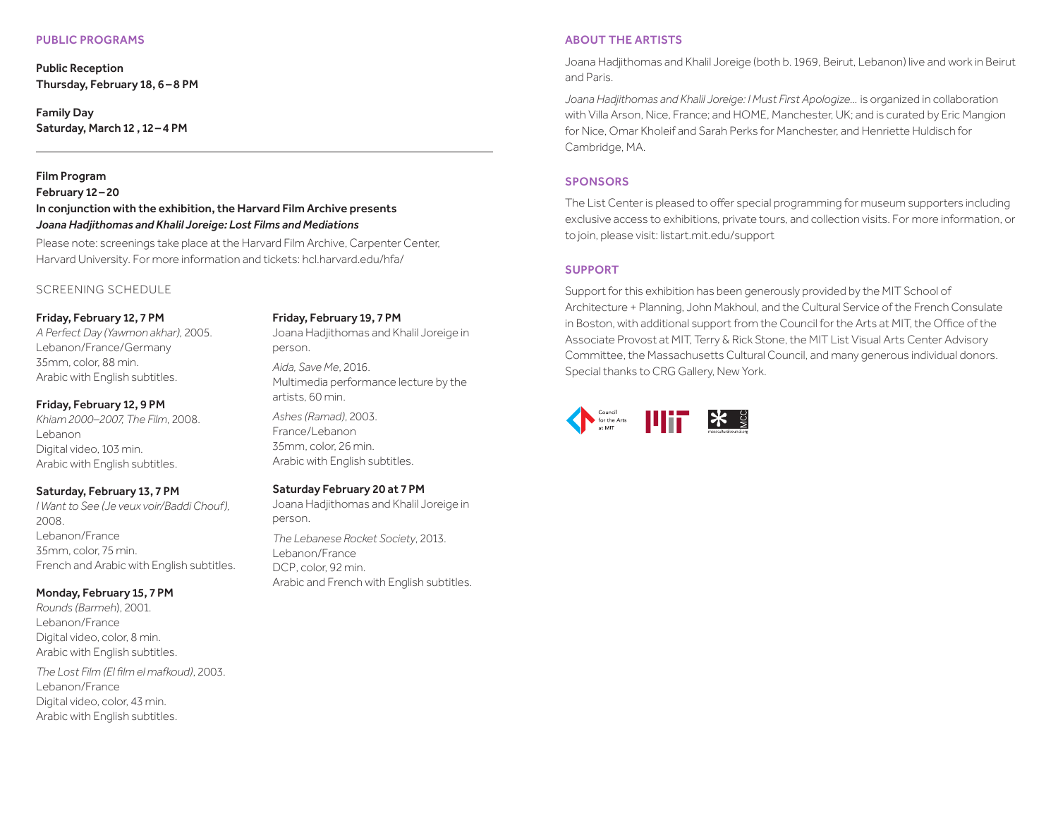## PUBLIC PROGRAMS

**Public Reception**
**Thursday, February 18, 6 – 8 PM**

**Family Day**
**Saturday, March 12 , 12 – 4 PM**

---

**Film Program**
**February 12 – 20**
**In conjunction with the exhibition, the Harvard Film Archive presents**
***Joana Hadjithomas and Khalil Joreige: Lost Films and Mediations***

Please note: screenings take place at the Harvard Film Archive, Carpenter Center, Harvard University. For more information and tickets: hcl.harvard.edu/hfa/

### SCREENING SCHEDULE

**Friday, February 12, 7 PM**
*A Perfect Day (Yawmon akhar),* 2005.
Lebanon/France/Germany
35mm, color, 88 min.
Arabic with English subtitles.

**Friday, February 12, 9 PM**
*Khiam 2000–2007, The Film*, 2008.
Lebanon
Digital video, 103 min.
Arabic with English subtitles.

**Saturday, February 13, 7 PM**
*I Want to See (Je veux voir/Baddi Chouf),* 2008.
Lebanon/France
35mm, color, 75 min.
French and Arabic with English subtitles.

**Monday, February 15, 7 PM**
*Rounds (Barmeh*), 2001.
Lebanon/France
Digital video, color, 8 min.
Arabic with English subtitles.

*The Lost Film (El film el mafkoud)*, 2003.
Lebanon/France
Digital video, color, 43 min.
Arabic with English subtitles.

**Friday, February 19, 7 PM**
Joana Hadjithomas and Khalil Joreige in person.

*Aida, Save Me*, 2016.
Multimedia performance lecture by the artists, 60 min.

*Ashes (Ramad)*, 2003.
France/Lebanon
35mm, color, 26 min.
Arabic with English subtitles.

**Saturday February 20 at 7 PM**
Joana Hadjithomas and Khalil Joreige in person.

*The Lebanese Rocket Society*, 2013.
Lebanon/France
DCP, color, 92 min.
Arabic and French with English subtitles.

## ABOUT THE ARTISTS

Joana Hadjithomas and Khalil Joreige (both b. 1969, Beirut, Lebanon) live and work in Beirut and Paris.

*Joana Hadjithomas and Khalil Joreige: I Must First Apologize…* is organized in collaboration with Villa Arson, Nice, France; and HOME, Manchester, UK; and is curated by Eric Mangion for Nice, Omar Kholeif and Sarah Perks for Manchester, and Henriette Huldisch for Cambridge, MA.

## SPONSORS

The List Center is pleased to offer special programming for museum supporters including exclusive access to exhibitions, private tours, and collection visits. For more information, or to join, please visit: listart.mit.edu/support

## SUPPORT

Support for this exhibition has been generously provided by the MIT School of Architecture + Planning, John Makhoul, and the Cultural Service of the French Consulate in Boston, with additional support from the Council for the Arts at MIT, the Office of the Associate Provost at MIT, Terry & Rick Stone, the MIT List Visual Arts Center Advisory Committee, the Massachusetts Cultural Council, and many generous individual donors. Special thanks to CRG Gallery, New York.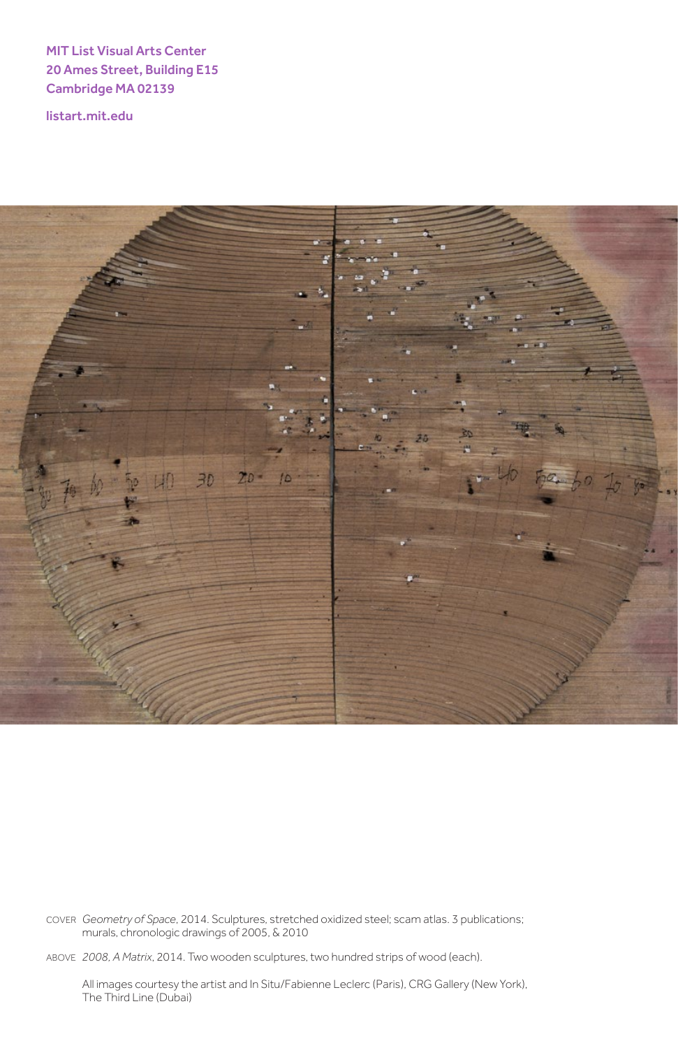MIT List Visual Arts Center
20 Ames Street, Building E15
Cambridge MA 02139

listart.mit.edu

COVER *Geometry of Space*, 2014. Sculptures, stretched oxidized steel; scam atlas. 3 publications; murals, chronologic drawings of 2005, & 2010

ABOVE *2008, A Matrix*, 2014. Two wooden sculptures, two hundred strips of wood (each).

All images courtesy the artist and In Situ/Fabienne Leclerc (Paris), CRG Gallery (New York), The Third Line (Dubai)